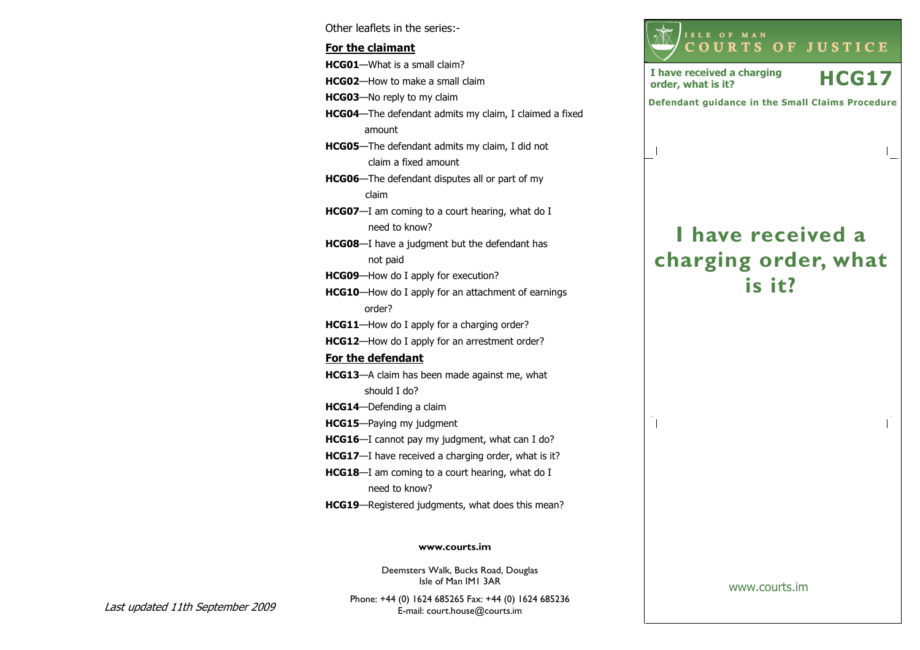Other leaflets in the series:-

**For the claimant**

**HCG01**—What is a small claim?

**HCG02**—How to make a small claim

**HCG03**—No reply to my claim

**HCG04**—The defendant admits my claim, I claimed a fixed amount

**HCG05**—The defendant admits my claim, I did not claim a fixed amount

**HCG06**—The defendant disputes all or part of my claim

**HCG07**—I am coming to a court hearing, what do I need to know?

**HCG08**—I have a judgment but the defendant has not paid

**HCG09**—How do I apply for execution?

**HCG10**—How do I apply for an attachment of earnings order?

**HCG11**—How do I apply for a charging order?

**HCG12**—How do I apply for an arrestment order?

**For the defendant**

**HCG13**—A claim has been made against me, what should I do?

**HCG14**—Defending a claim

**HCG15**—Paying my judgment

**HCG16**—I cannot pay my judgment, what can I do?

**HCG17**—I have received a charging order, what is it?

**HCG18**—I am coming to a court hearing, what do I need to know?

**HCG19**—Registered judgments, what does this mean?

**www.courts.im**

Deemsters Walk, Bucks Road, Douglas
Isle of Man IM1 3AR

Phone: +44 (0) 1624 685265 Fax: +44 (0) 1624 685236
E-mail: court.house@courts.im

*Last updated 11th September 2009*

ISLE OF MAN
COURTS OF JUSTICE

**I have received a charging order, what is it?** **HCG17**

**Defendant guidance in the Small Claims Procedure**

# I have received a charging order, what is it?

www.courts.im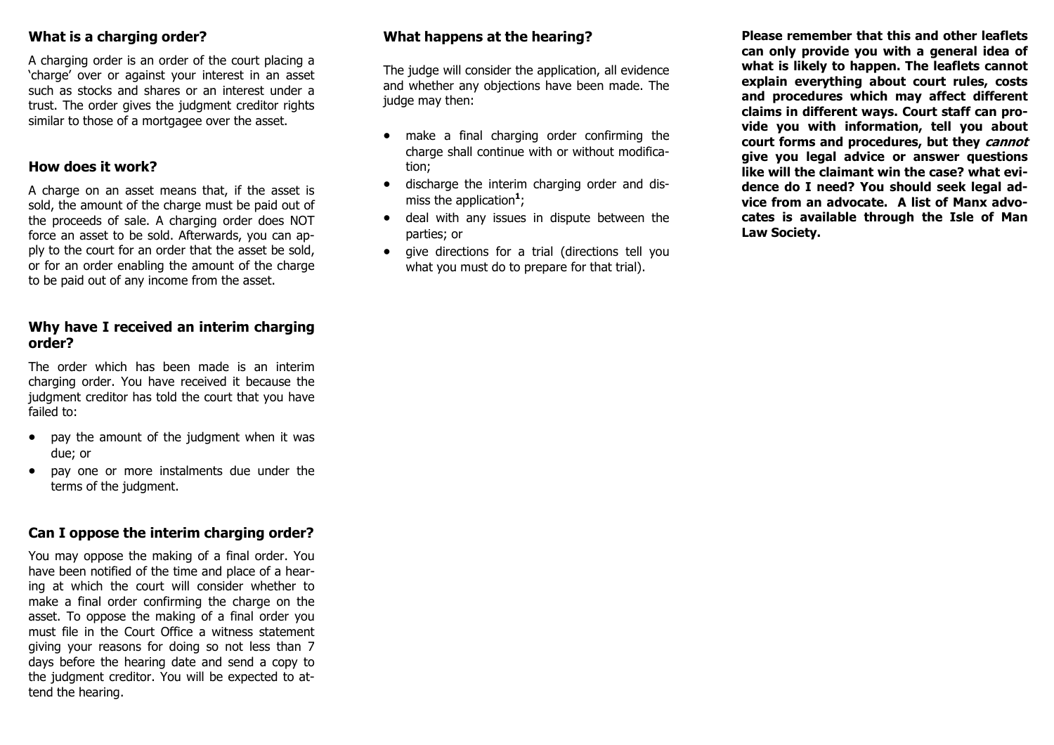## What is a charging order?

A charging order is an order of the court placing a 'charge' over or against your interest in an asset such as stocks and shares or an interest under a trust. The order gives the judgment creditor rights similar to those of a mortgagee over the asset.

## How does it work?

A charge on an asset means that, if the asset is sold, the amount of the charge must be paid out of the proceeds of sale. A charging order does NOT force an asset to be sold. Afterwards, you can apply to the court for an order that the asset be sold, or for an order enabling the amount of the charge to be paid out of any income from the asset.

## Why have I received an interim charging order?

The order which has been made is an interim charging order. You have received it because the judgment creditor has told the court that you have failed to:

- pay the amount of the judgment when it was due; or
- pay one or more instalments due under the terms of the judgment.

## Can I oppose the interim charging order?

You may oppose the making of a final order. You have been notified of the time and place of a hearing at which the court will consider whether to make a final order confirming the charge on the asset. To oppose the making of a final order you must file in the Court Office a witness statement giving your reasons for doing so not less than 7 days before the hearing date and send a copy to the judgment creditor. You will be expected to attend the hearing.

## What happens at the hearing?

The judge will consider the application, all evidence and whether any objections have been made. The judge may then:

- make a final charging order confirming the charge shall continue with or without modification;
- discharge the interim charging order and dismiss the application[1];
- deal with any issues in dispute between the parties; or
- give directions for a trial (directions tell you what you must do to prepare for that trial).

**Please remember that this and other leaflets can only provide you with a general idea of what is likely to happen. The leaflets cannot explain everything about court rules, costs and procedures which may affect different claims in different ways. Court staff can provide you with information, tell you about court forms and procedures, but they *cannot* give you legal advice or answer questions like will the claimant win the case? what evidence do I need? You should seek legal advice from an advocate. A list of Manx advocates is available through the Isle of Man Law Society.**